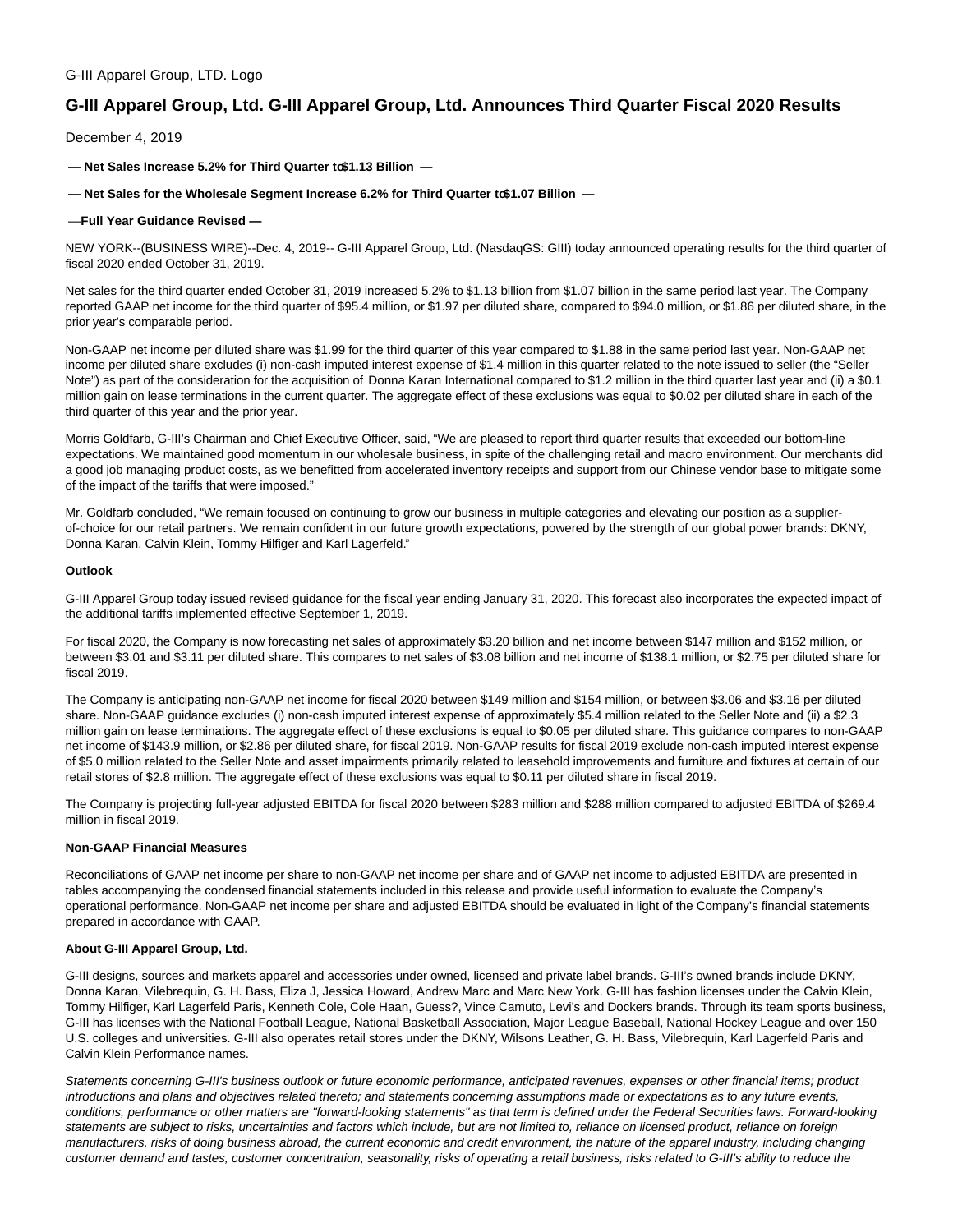G-III Apparel Group, LTD. Logo

# G-III Apparel Group, Ltd. G-III Apparel Group, Ltd. Announces Third Quarter Fiscal 2020 Results

December 4, 2019

**— Net Sales Increase 5.2% for Third Quarter to $1.13 Billion —**

**— Net Sales for the Wholesale Segment Increase 6.2% for Third Quarter to $1.07 Billion —**

**—Full Year Guidance Revised —**

NEW YORK--(BUSINESS WIRE)--Dec. 4, 2019-- G-III Apparel Group, Ltd. (NasdaqGS: GIII) today announced operating results for the third quarter of fiscal 2020 ended October 31, 2019.

Net sales for the third quarter ended October 31, 2019 increased 5.2% to $1.13 billion from $1.07 billion in the same period last year. The Company reported GAAP net income for the third quarter of $95.4 million, or $1.97 per diluted share, compared to $94.0 million, or $1.86 per diluted share, in the prior year's comparable period.

Non-GAAP net income per diluted share was $1.99 for the third quarter of this year compared to $1.88 in the same period last year. Non-GAAP net income per diluted share excludes (i) non-cash imputed interest expense of $1.4 million in this quarter related to the note issued to seller (the "Seller Note") as part of the consideration for the acquisition of Donna Karan International compared to $1.2 million in the third quarter last year and (ii) a $0.1 million gain on lease terminations in the current quarter. The aggregate effect of these exclusions was equal to $0.02 per diluted share in each of the third quarter of this year and the prior year.

Morris Goldfarb, G-III's Chairman and Chief Executive Officer, said, "We are pleased to report third quarter results that exceeded our bottom-line expectations. We maintained good momentum in our wholesale business, in spite of the challenging retail and macro environment. Our merchants did a good job managing product costs, as we benefitted from accelerated inventory receipts and support from our Chinese vendor base to mitigate some of the impact of the tariffs that were imposed."

Mr. Goldfarb concluded, "We remain focused on continuing to grow our business in multiple categories and elevating our position as a supplier-of-choice for our retail partners. We remain confident in our future growth expectations, powered by the strength of our global power brands: DKNY, Donna Karan, Calvin Klein, Tommy Hilfiger and Karl Lagerfeld."

**Outlook**

G-III Apparel Group today issued revised guidance for the fiscal year ending January 31, 2020. This forecast also incorporates the expected impact of the additional tariffs implemented effective September 1, 2019.

For fiscal 2020, the Company is now forecasting net sales of approximately $3.20 billion and net income between $147 million and $152 million, or between $3.01 and $3.11 per diluted share. This compares to net sales of $3.08 billion and net income of $138.1 million, or $2.75 per diluted share for fiscal 2019.

The Company is anticipating non-GAAP net income for fiscal 2020 between $149 million and $154 million, or between $3.06 and $3.16 per diluted share. Non-GAAP guidance excludes (i) non-cash imputed interest expense of approximately $5.4 million related to the Seller Note and (ii) a $2.3 million gain on lease terminations. The aggregate effect of these exclusions is equal to $0.05 per diluted share. This guidance compares to non-GAAP net income of $143.9 million, or $2.86 per diluted share, for fiscal 2019. Non-GAAP results for fiscal 2019 exclude non-cash imputed interest expense of $5.0 million related to the Seller Note and asset impairments primarily related to leasehold improvements and furniture and fixtures at certain of our retail stores of $2.8 million. The aggregate effect of these exclusions was equal to $0.11 per diluted share in fiscal 2019.

The Company is projecting full-year adjusted EBITDA for fiscal 2020 between $283 million and $288 million compared to adjusted EBITDA of $269.4 million in fiscal 2019.

**Non-GAAP Financial Measures**

Reconciliations of GAAP net income per share to non-GAAP net income per share and of GAAP net income to adjusted EBITDA are presented in tables accompanying the condensed financial statements included in this release and provide useful information to evaluate the Company's operational performance. Non-GAAP net income per share and adjusted EBITDA should be evaluated in light of the Company's financial statements prepared in accordance with GAAP.

**About G-III Apparel Group, Ltd.**

G-III designs, sources and markets apparel and accessories under owned, licensed and private label brands. G-III's owned brands include DKNY, Donna Karan, Vilebrequin, G. H. Bass, Eliza J, Jessica Howard, Andrew Marc and Marc New York. G-III has fashion licenses under the Calvin Klein, Tommy Hilfiger, Karl Lagerfeld Paris, Kenneth Cole, Cole Haan, Guess?, Vince Camuto, Levi's and Dockers brands. Through its team sports business, G-III has licenses with the National Football League, National Basketball Association, Major League Baseball, National Hockey League and over 150 U.S. colleges and universities. G-III also operates retail stores under the DKNY, Wilsons Leather, G. H. Bass, Vilebrequin, Karl Lagerfeld Paris and Calvin Klein Performance names.

*Statements concerning G-III's business outlook or future economic performance, anticipated revenues, expenses or other financial items; product introductions and plans and objectives related thereto; and statements concerning assumptions made or expectations as to any future events, conditions, performance or other matters are "forward-looking statements" as that term is defined under the Federal Securities laws. Forward-looking statements are subject to risks, uncertainties and factors which include, but are not limited to, reliance on licensed product, reliance on foreign manufacturers, risks of doing business abroad, the current economic and credit environment, the nature of the apparel industry, including changing customer demand and tastes, customer concentration, seasonality, risks of operating a retail business, risks related to G-III's ability to reduce the*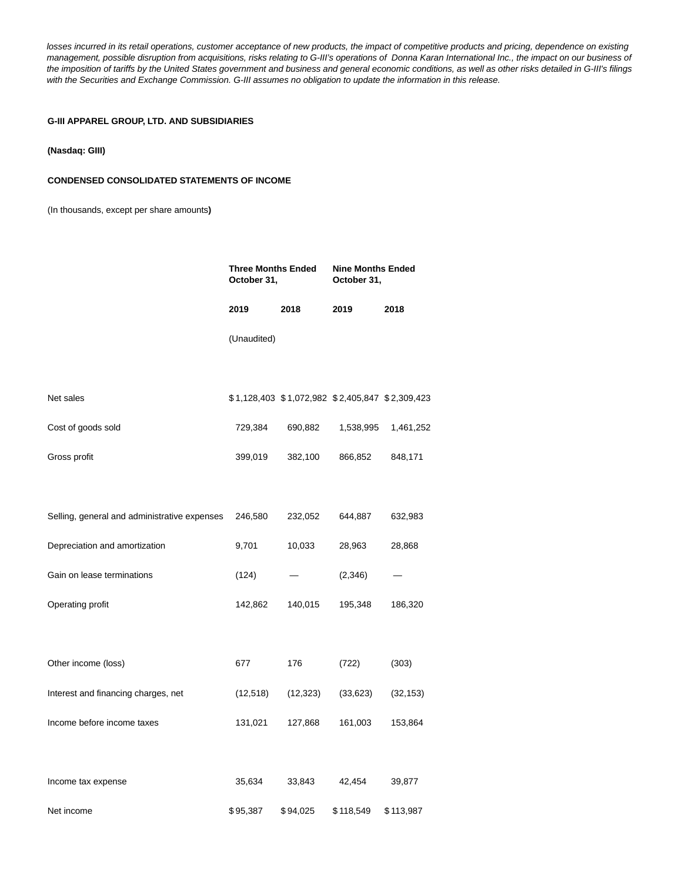*losses incurred in its retail operations, customer acceptance of new products, the impact of competitive products and pricing, dependence on existing management, possible disruption from acquisitions, risks relating to G-III's operations of Donna Karan International Inc., the impact on our business of the imposition of tariffs by the United States government and business and general economic conditions, as well as other risks detailed in G-III's filings with the Securities and Exchange Commission. G-III assumes no obligation to update the information in this release.*

**G-III APPAREL GROUP, LTD. AND SUBSIDIARIES**

**(Nasdaq: GIII)**

**CONDENSED CONSOLIDATED STATEMENTS OF INCOME**

(In thousands, except per share amounts**)**

| | **Three Months Ended October 31,** | | **Nine Months Ended October 31,** | |
|---|---|---|---|---|
| | **2019** | **2018** | **2019** | **2018** |
| | (Unaudited) | | | |
| Net sales | $ 1,128,403 | $ 1,072,982 | $ 2,405,847 | $ 2,309,423 |
| Cost of goods sold | 729,384 | 690,882 | 1,538,995 | 1,461,252 |
| Gross profit | 399,019 | 382,100 | 866,852 | 848,171 |
| Selling, general and administrative expenses | 246,580 | 232,052 | 644,887 | 632,983 |
| Depreciation and amortization | 9,701 | 10,033 | 28,963 | 28,868 |
| Gain on lease terminations | (124) | — | (2,346) | — |
| Operating profit | 142,862 | 140,015 | 195,348 | 186,320 |
| Other income (loss) | 677 | 176 | (722) | (303) |
| Interest and financing charges, net | (12,518) | (12,323) | (33,623) | (32,153) |
| Income before income taxes | 131,021 | 127,868 | 161,003 | 153,864 |
| Income tax expense | 35,634 | 33,843 | 42,454 | 39,877 |
| Net income | $ 95,387 | $ 94,025 | $ 118,549 | $ 113,987 |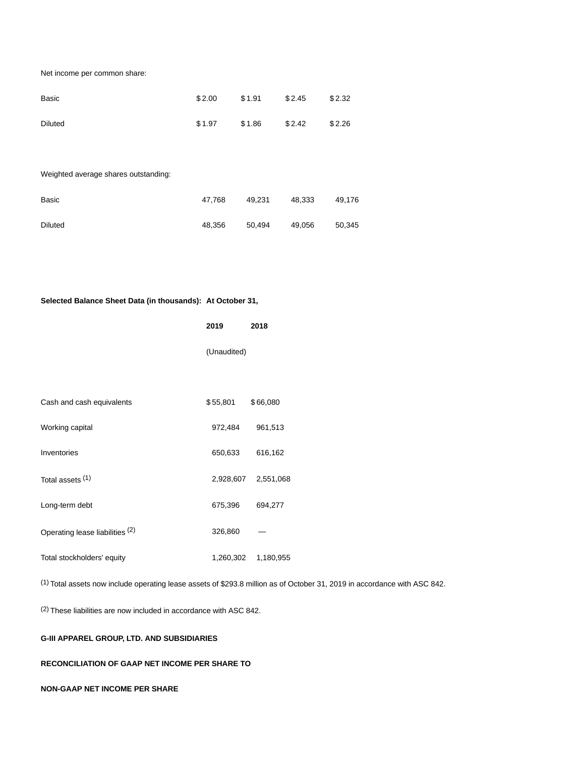| | | | | |
|---|---|---|---|---|
| Net income per common share: | | | | |
| Basic | $ 2.00 | $ 1.91 | $ 2.45 | $ 2.32 |
| Diluted | $ 1.97 | $ 1.86 | $ 2.42 | $ 2.26 |
| | | | | |
| Weighted average shares outstanding: | | | | |
| Basic | 47,768 | 49,231 | 48,333 | 49,176 |
| Diluted | 48,356 | 50,494 | 49,056 | 50,345 |

| **Selected Balance Sheet Data (in thousands):** | **At October 31,** | |
|---|---|---|
| | **2019** | **2018** |
| | (Unaudited) | |
| Cash and cash equivalents | $ 55,801 | $ 66,080 |
| Working capital | 972,484 | 961,513 |
| Inventories | 650,633 | 616,162 |
| Total assets [(1)] | 2,928,607 | 2,551,068 |
| Long-term debt | 675,396 | 694,277 |
| Operating lease liabilities [(2)] | 326,860 | — |
| Total stockholders' equity | 1,260,302 | 1,180,955 |

[(1)] Total assets now include operating lease assets of $293.8 million as of October 31, 2019 in accordance with ASC 842.

[(2)] These liabilities are now included in accordance with ASC 842.

**G-III APPAREL GROUP, LTD. AND SUBSIDIARIES**

**RECONCILIATION OF GAAP NET INCOME PER SHARE TO**

**NON-GAAP NET INCOME PER SHARE**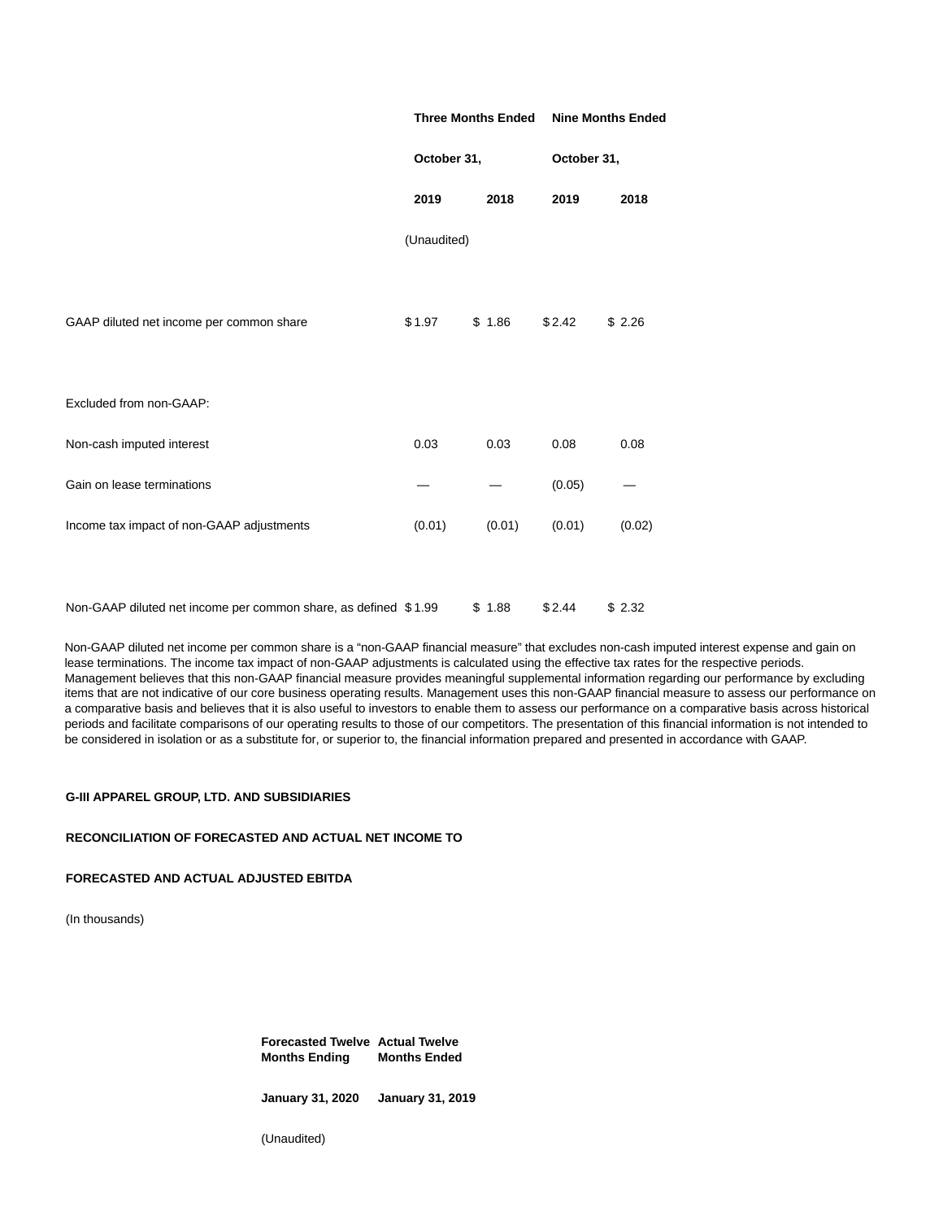| | Three Months Ended | | Nine Months Ended | |
|---|---|---|---|---|
| | October 31, | | October 31, | |
| | 2019 | 2018 | 2019 | 2018 |
| | (Unaudited) | | | |
| GAAP diluted net income per common share | $1.97 | $ 1.86 | $2.42 | $ 2.26 |
| Excluded from non-GAAP: | | | | |
| Non-cash imputed interest | 0.03 | 0.03 | 0.08 | 0.08 |
| Gain on lease terminations | — | — | (0.05) | — |
| Income tax impact of non-GAAP adjustments | (0.01) | (0.01) | (0.01) | (0.02) |
| Non-GAAP diluted net income per common share, as defined | $1.99 | $ 1.88 | $2.44 | $ 2.32 |

Non-GAAP diluted net income per common share is a “non-GAAP financial measure” that excludes non-cash imputed interest expense and gain on lease terminations. The income tax impact of non-GAAP adjustments is calculated using the effective tax rates for the respective periods. Management believes that this non-GAAP financial measure provides meaningful supplemental information regarding our performance by excluding items that are not indicative of our core business operating results. Management uses this non-GAAP financial measure to assess our performance on a comparative basis and believes that it is also useful to investors to enable them to assess our performance on a comparative basis across historical periods and facilitate comparisons of our operating results to those of our competitors. The presentation of this financial information is not intended to be considered in isolation or as a substitute for, or superior to, the financial information prepared and presented in accordance with GAAP.

**G-III APPAREL GROUP, LTD. AND SUBSIDIARIES**

**RECONCILIATION OF FORECASTED AND ACTUAL NET INCOME TO**

**FORECASTED AND ACTUAL ADJUSTED EBITDA**

(In thousands)

| | Forecasted Twelve Months Ending | Actual Twelve Months Ended |
|---|---|---|
| | January 31, 2020 | January 31, 2019 |
| | (Unaudited) | |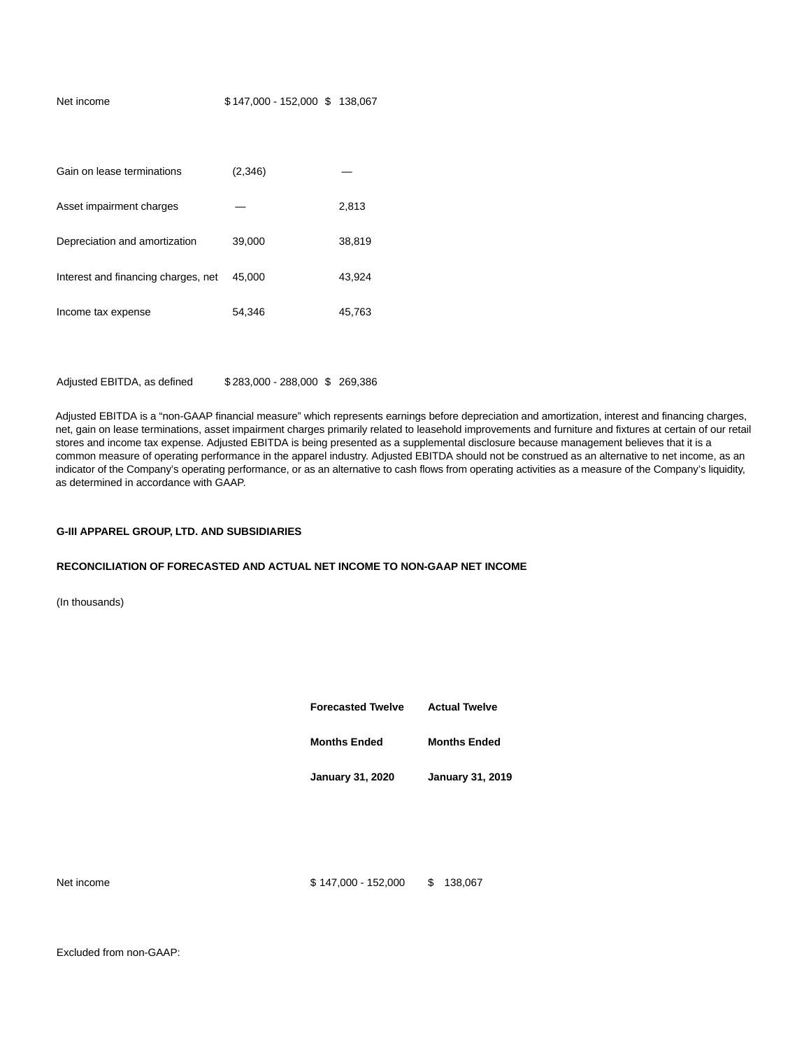| | | |
|---|---|---|
| Net income | $ 147,000 - 152,000 | $ 138,067 |
| | | |
| Gain on lease terminations | (2,346) | — |
| Asset impairment charges | — | 2,813 |
| Depreciation and amortization | 39,000 | 38,819 |
| Interest and financing charges, net | 45,000 | 43,924 |
| Income tax expense | 54,346 | 45,763 |
| | | |
| Adjusted EBITDA, as defined | $ 283,000 - 288,000 | $ 269,386 |

Adjusted EBITDA is a "non-GAAP financial measure" which represents earnings before depreciation and amortization, interest and financing charges, net, gain on lease terminations, asset impairment charges primarily related to leasehold improvements and furniture and fixtures at certain of our retail stores and income tax expense. Adjusted EBITDA is being presented as a supplemental disclosure because management believes that it is a common measure of operating performance in the apparel industry. Adjusted EBITDA should not be construed as an alternative to net income, as an indicator of the Company's operating performance, or as an alternative to cash flows from operating activities as a measure of the Company's liquidity, as determined in accordance with GAAP.

**G-III APPAREL GROUP, LTD. AND SUBSIDIARIES**

**RECONCILIATION OF FORECASTED AND ACTUAL NET INCOME TO NON-GAAP NET INCOME**

(In thousands)

| | **Forecasted Twelve Months Ended January 31, 2020** | **Actual Twelve Months Ended January 31, 2019** |
|---|---|---|
| Net income | $ 147,000 - 152,000 | $ 138,067 |
| | | |
| Excluded from non-GAAP: | | |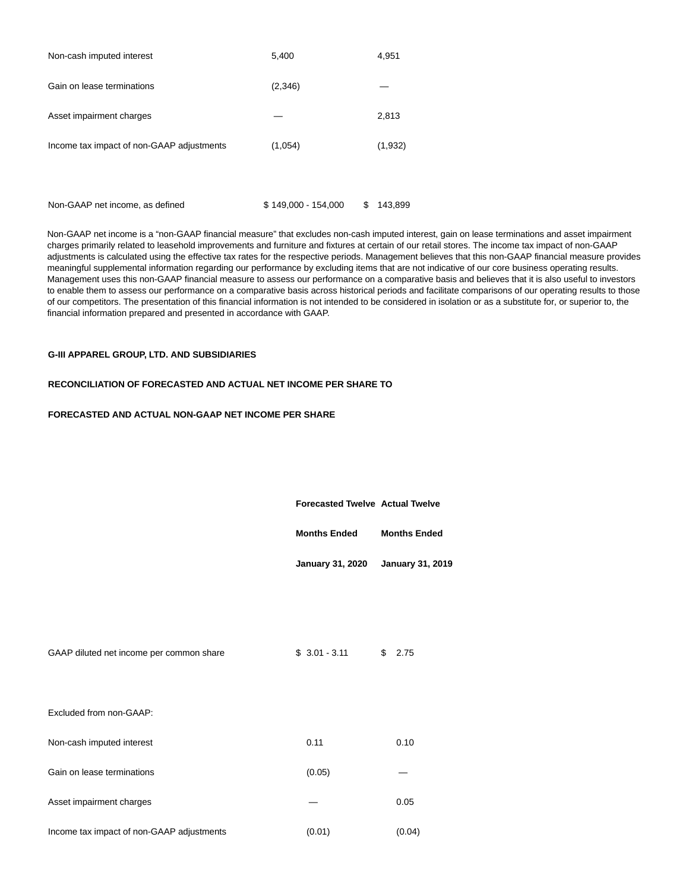| | | |
|---|---|---|
| Non-cash imputed interest | 5,400 | 4,951 |
| Gain on lease terminations | (2,346) | — |
| Asset impairment charges | — | 2,813 |
| Income tax impact of non-GAAP adjustments | (1,054) | (1,932) |
| Non-GAAP net income, as defined | $ 149,000 - 154,000 | $ 143,899 |

Non-GAAP net income is a “non-GAAP financial measure” that excludes non-cash imputed interest, gain on lease terminations and asset impairment charges primarily related to leasehold improvements and furniture and fixtures at certain of our retail stores. The income tax impact of non-GAAP adjustments is calculated using the effective tax rates for the respective periods. Management believes that this non-GAAP financial measure provides meaningful supplemental information regarding our performance by excluding items that are not indicative of our core business operating results. Management uses this non-GAAP financial measure to assess our performance on a comparative basis and believes that it is also useful to investors to enable them to assess our performance on a comparative basis across historical periods and facilitate comparisons of our operating results to those of our competitors. The presentation of this financial information is not intended to be considered in isolation or as a substitute for, or superior to, the financial information prepared and presented in accordance with GAAP.

**G-III APPAREL GROUP, LTD. AND SUBSIDIARIES**

**RECONCILIATION OF FORECASTED AND ACTUAL NET INCOME PER SHARE TO**

**FORECASTED AND ACTUAL NON-GAAP NET INCOME PER SHARE**

| | **Forecasted Twelve Months Ended January 31, 2020** | **Actual Twelve Months Ended January 31, 2019** |
|---|---|---|
| GAAP diluted net income per common share | $ 3.01 - 3.11 | $ 2.75 |
| Excluded from non-GAAP: | | |
| Non-cash imputed interest | 0.11 | 0.10 |
| Gain on lease terminations | (0.05) | — |
| Asset impairment charges | — | 0.05 |
| Income tax impact of non-GAAP adjustments | (0.01) | (0.04) |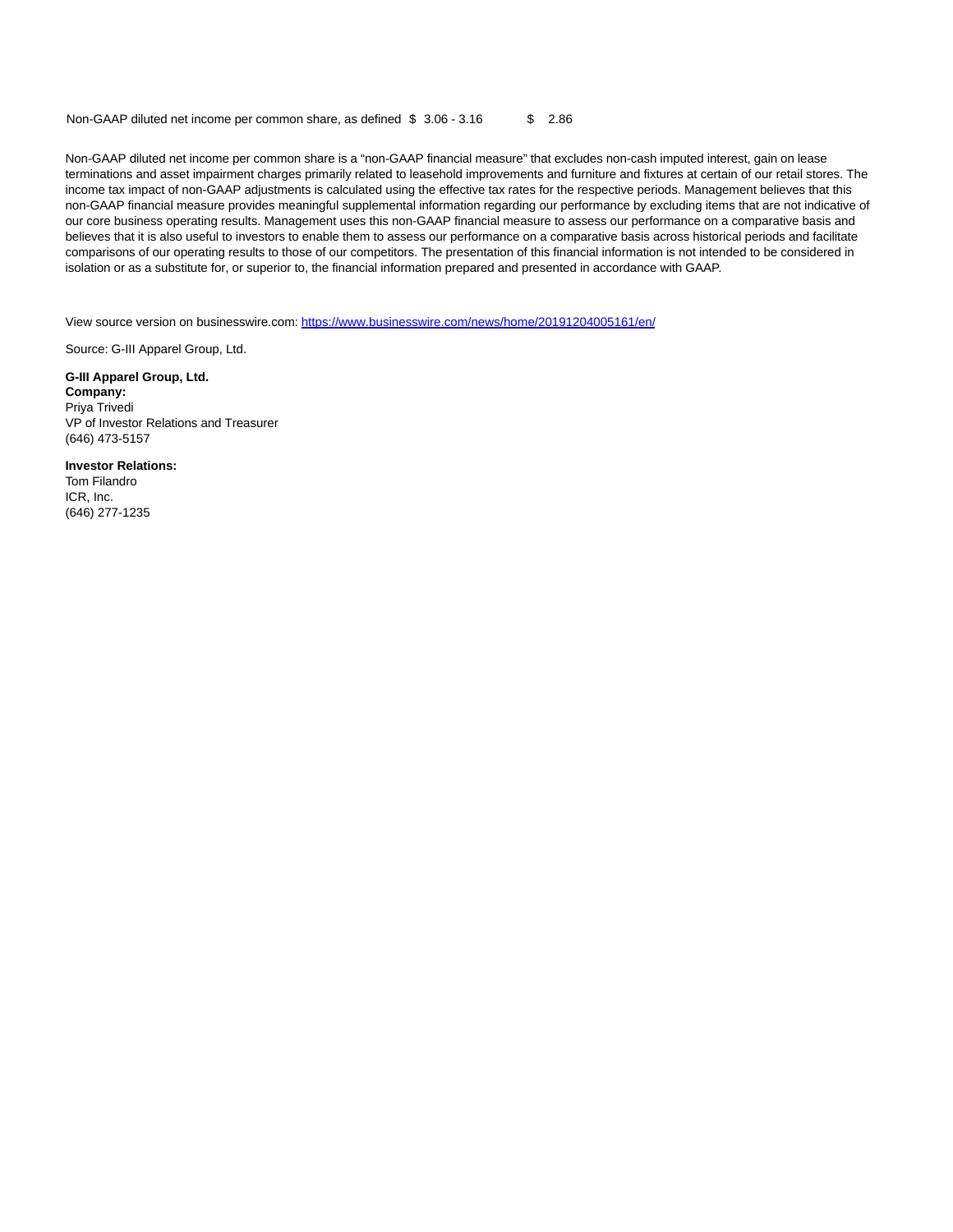| | | |
|---|---|---|
| Non-GAAP diluted net income per common share, as defined | $ 3.06 - 3.16 | $ 2.86 |

Non-GAAP diluted net income per common share is a "non-GAAP financial measure" that excludes non-cash imputed interest, gain on lease terminations and asset impairment charges primarily related to leasehold improvements and furniture and fixtures at certain of our retail stores. The income tax impact of non-GAAP adjustments is calculated using the effective tax rates for the respective periods. Management believes that this non-GAAP financial measure provides meaningful supplemental information regarding our performance by excluding items that are not indicative of our core business operating results. Management uses this non-GAAP financial measure to assess our performance on a comparative basis and believes that it is also useful to investors to enable them to assess our performance on a comparative basis across historical periods and facilitate comparisons of our operating results to those of our competitors. The presentation of this financial information is not intended to be considered in isolation or as a substitute for, or superior to, the financial information prepared and presented in accordance with GAAP.

View source version on businesswire.com: https://www.businesswire.com/news/home/20191204005161/en/

Source: G-III Apparel Group, Ltd.

**G-III Apparel Group, Ltd.**
**Company:**
Priya Trivedi
VP of Investor Relations and Treasurer
(646) 473-5157

**Investor Relations:**
Tom Filandro
ICR, Inc.
(646) 277-1235